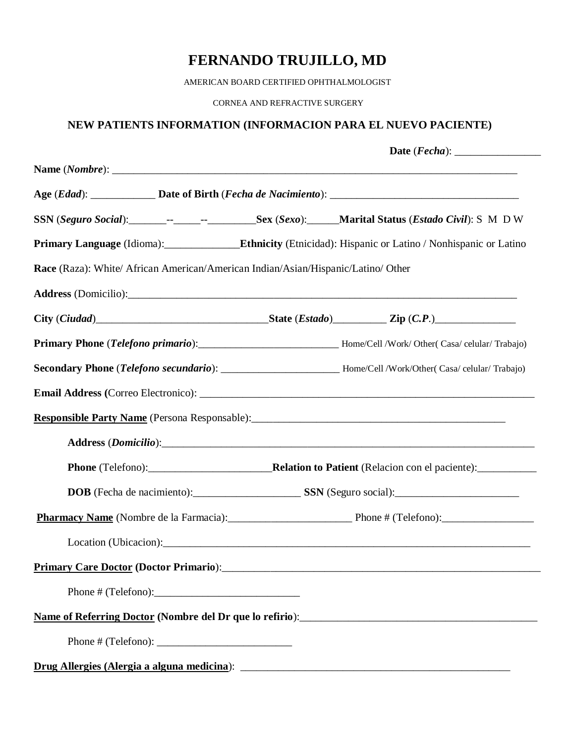# FERNANDO TRUJILLO, MD

AMERICAN BOARD CERTIFIED OPHTHALMOLOGIST

CORNEA AND REFRACTIVE SURGERY

## NEW PATIENTS INFORMATION (INFORMACION PARA EL NUEVO PACIENTE)

**Date** (***Fecha***): ________________

**Name** (***Nombre***): ______________________________________________________________________________

**Age** (***Edad***): ____________ **Date of Birth** (***Fecha de Nacimiento***): ____________________________________

**SSN** (***Seguro Social***):_______--_____--_________**Sex** (***Sexo***):______**Marital Status** (***Estado Civil***): S M D W

**Primary Language** (Idioma):______________**Ethnicity** (Etnicidad): Hispanic or Latino / Nonhispanic or Latino

**Race** (Raza): White/ African American/American Indian/Asian/Hispanic/Latino/ Other

**Address** (Domicilio):_____________________________________________________________________________

**City** (***Ciudad***)________________________________**State** (***Estado***)__________ **Zip** (***C.P.***)_______________

**Primary Phone** (***Telefono primario***):__________________________ Home/Cell /Work/ Other( Casa/ celular/ Trabajo)

**Secondary Phone** (***Telefono secundario***): ______________________ Home/Cell /Work/Other( Casa/ celular/ Trabajo)

**Email Address (**Correo Electronico): ____________________________________________________________________

<u>**Responsible Party Name**</u> (Persona Responsable):_________________________________________________

**Address** (***Domicilio***):___________________________________________________________________________

**Phone** (Telefono):_______________________**Relation to Patient** (Relacion con el paciente):___________

**DOB** (Fecha de nacimiento):____________________ **SSN** (Seguro social):_______________________

<u>**Pharmacy Name**</u> (Nombre de la Farmacia):_______________________ Phone # (Telefono):_________________

Location (Ubicacion):_________________________________________________________________________

<u>**Primary Care Doctor**</u> **(Doctor Primario**):_______________________________________________________________

Phone # (Telefono):___________________________

<u>**Name of Referring Doctor**</u> **(Nombre del Dr que lo refirio**):_____________________________________________

Phone # (Telefono): _________________________

<u>**Drug Allergies (Alergia a alguna medicina**</u>): _____________________________________________________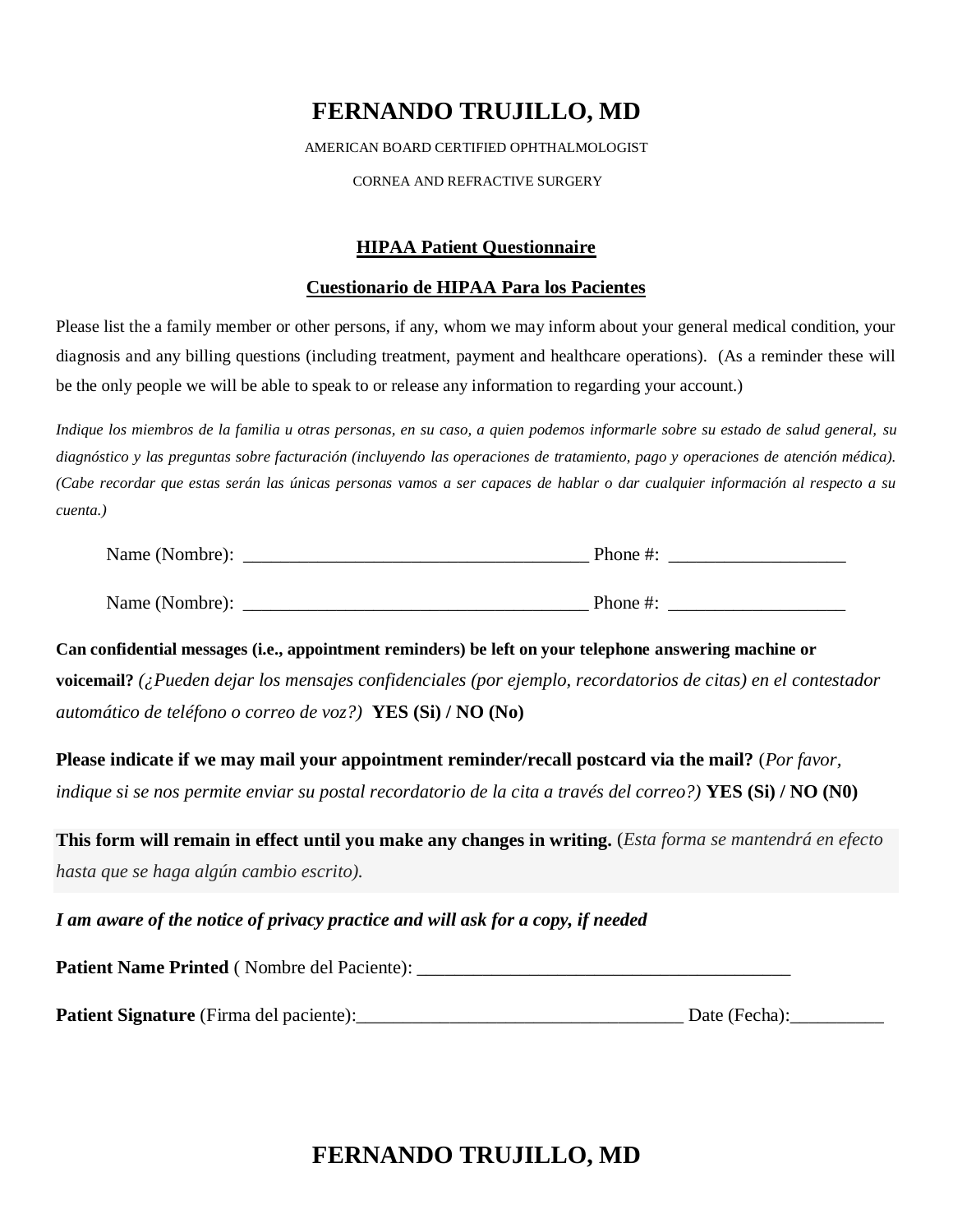# FERNANDO TRUJILLO, MD

AMERICAN BOARD CERTIFIED OPHTHALMOLOGIST

CORNEA AND REFRACTIVE SURGERY

**HIPAA Patient Questionnaire**

**Cuestionario de HIPAA Para los Pacientes**

Please list the a family member or other persons, if any, whom we may inform about your general medical condition, your diagnosis and any billing questions (including treatment, payment and healthcare operations). (As a reminder these will be the only people we will be able to speak to or release any information to regarding your account.)

*Indique los miembros de la familia u otras personas, en su caso, a quien podemos informarle sobre su estado de salud general, su diagnóstico y las preguntas sobre facturación (incluyendo las operaciones de tratamiento, pago y operaciones de atención médica). (Cabe recordar que estas serán las únicas personas vamos a ser capaces de hablar o dar cualquier información al respecto a su cuenta.)*

Name (Nombre): _____________________________________ Phone #: ___________________

Name (Nombre): _____________________________________ Phone #: ___________________

**Can confidential messages (i.e., appointment reminders) be left on your telephone answering machine or voicemail?** *(¿Pueden dejar los mensajes confidenciales (por ejemplo, recordatorios de citas) en el contestador automático de teléfono o correo de voz?)* **YES (Si) / NO (No)**

**Please indicate if we may mail your appointment reminder/recall postcard via the mail?** (*Por favor, indique si se nos permite enviar su postal recordatorio de la cita a través del correo?)* **YES (Si) / NO (N0)**

**This form will remain in effect until you make any changes in writing.** (*Esta forma se mantendrá en efecto hasta que se haga algún cambio escrito).*

***I am aware of the notice of privacy practice and will ask for a copy, if needed***

**Patient Name Printed** ( Nombre del Paciente): ________________________________________

**Patient Signature** (Firma del paciente):__________________________________ Date (Fecha):__________

# FERNANDO TRUJILLO, MD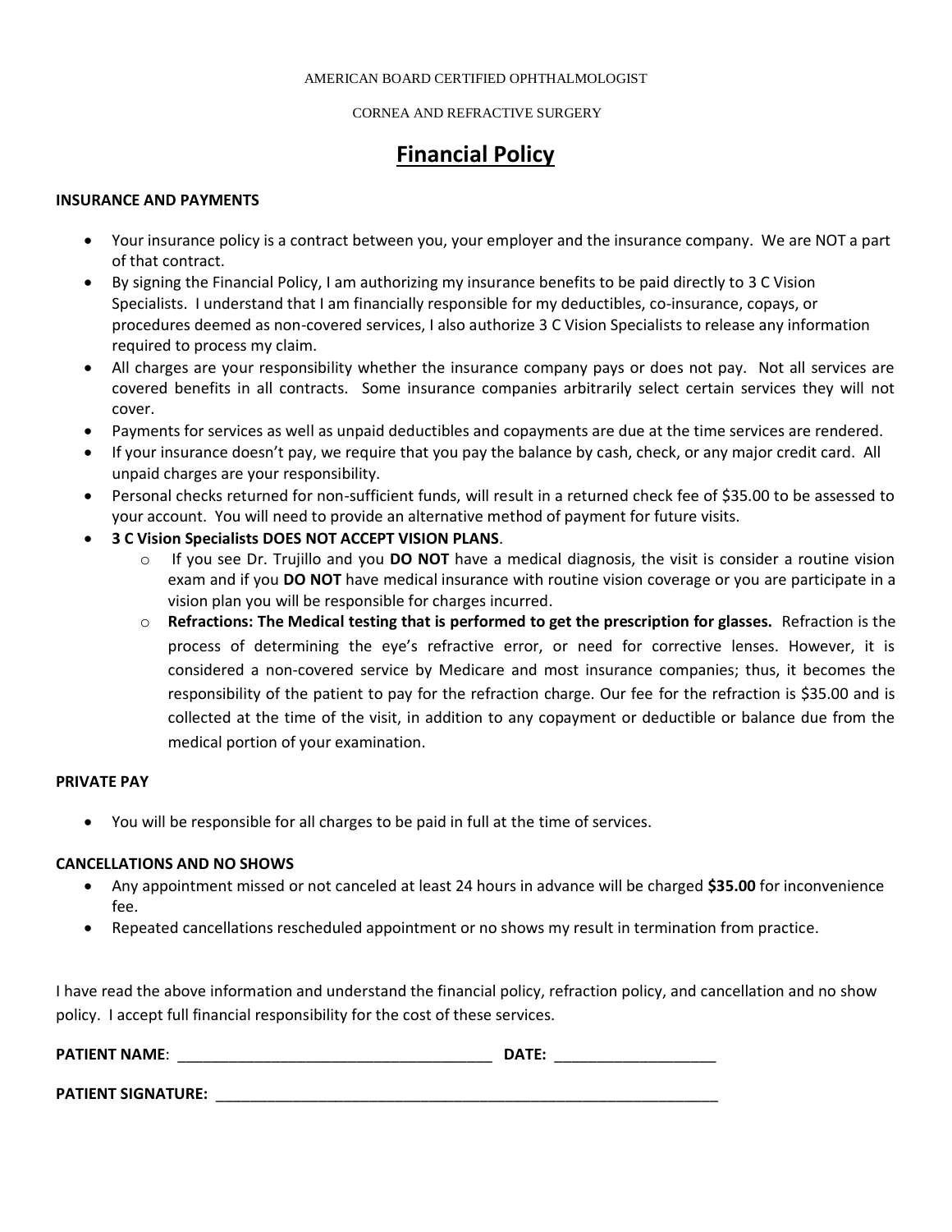AMERICAN BOARD CERTIFIED OPHTHALMOLOGIST

CORNEA AND REFRACTIVE SURGERY

# Financial Policy

**INSURANCE AND PAYMENTS**

- Your insurance policy is a contract between you, your employer and the insurance company. We are NOT a part of that contract.
- By signing the Financial Policy, I am authorizing my insurance benefits to be paid directly to 3 C Vision Specialists. I understand that I am financially responsible for my deductibles, co-insurance, copays, or procedures deemed as non-covered services, I also authorize 3 C Vision Specialists to release any information required to process my claim.
- All charges are your responsibility whether the insurance company pays or does not pay. Not all services are covered benefits in all contracts. Some insurance companies arbitrarily select certain services they will not cover.
- Payments for services as well as unpaid deductibles and copayments are due at the time services are rendered.
- If your insurance doesn't pay, we require that you pay the balance by cash, check, or any major credit card. All unpaid charges are your responsibility.
- Personal checks returned for non-sufficient funds, will result in a returned check fee of $35.00 to be assessed to your account. You will need to provide an alternative method of payment for future visits.
- **3 C Vision Specialists DOES NOT ACCEPT VISION PLANS**.
  - If you see Dr. Trujillo and you **DO NOT** have a medical diagnosis, the visit is consider a routine vision exam and if you **DO NOT** have medical insurance with routine vision coverage or you are participate in a vision plan you will be responsible for charges incurred.
  - **Refractions: The Medical testing that is performed to get the prescription for glasses.** Refraction is the process of determining the eye's refractive error, or need for corrective lenses. However, it is considered a non-covered service by Medicare and most insurance companies; thus, it becomes the responsibility of the patient to pay for the refraction charge. Our fee for the refraction is $35.00 and is collected at the time of the visit, in addition to any copayment or deductible or balance due from the medical portion of your examination.

**PRIVATE PAY**

- You will be responsible for all charges to be paid in full at the time of services.

**CANCELLATIONS AND NO SHOWS**

- Any appointment missed or not canceled at least 24 hours in advance will be charged **$35.00** for inconvenience fee.
- Repeated cancellations rescheduled appointment or no shows my result in termination from practice.

I have read the above information and understand the financial policy, refraction policy, and cancellation and no show policy. I accept full financial responsibility for the cost of these services.

**PATIENT NAME**: ______________________________________ **DATE:** ___________________

**PATIENT SIGNATURE:** _____________________________________________________________